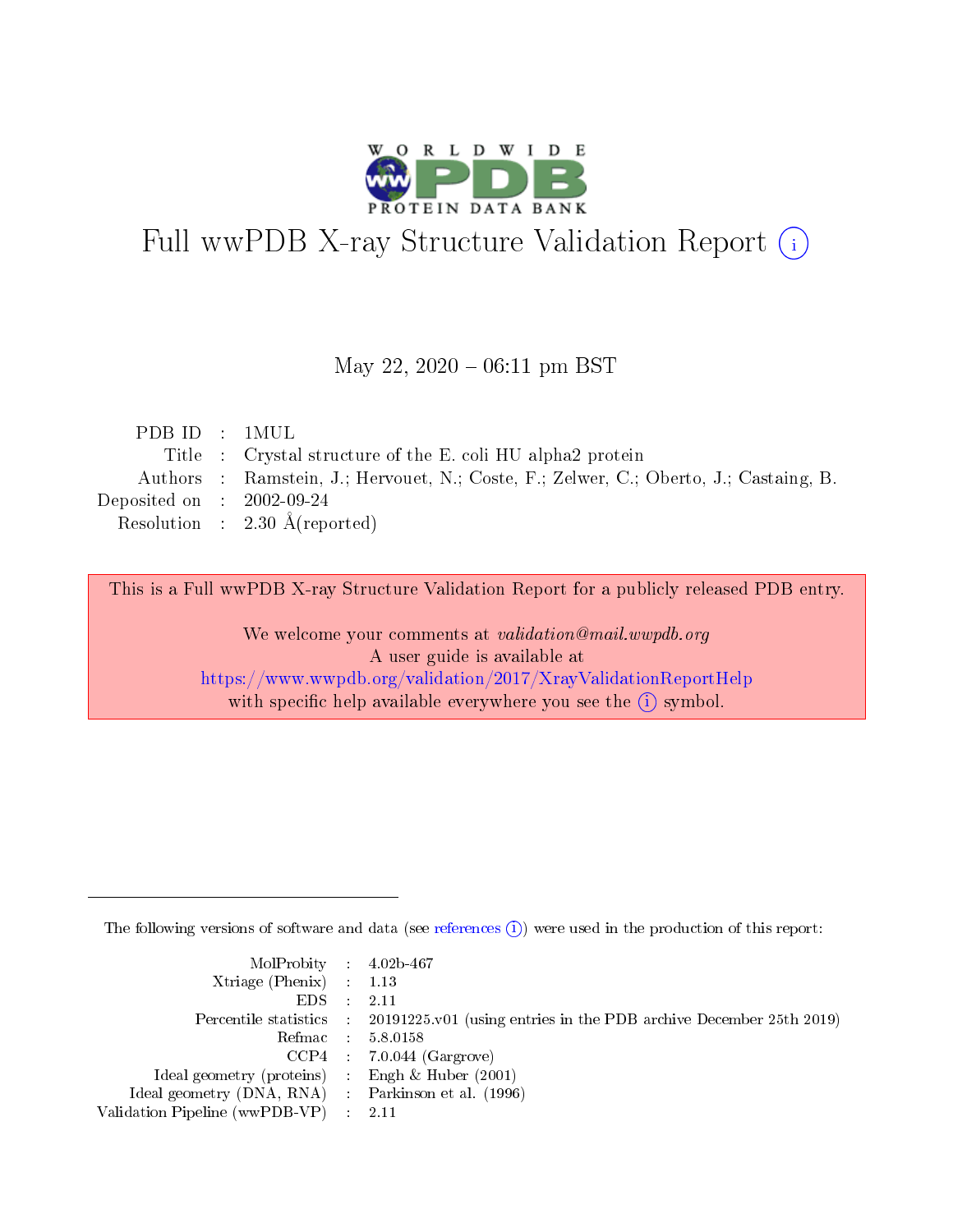# Full wwPDB X-ray Structure Validation Report (i)

May 22, 2020 – 06:11 pm BST

| | | |
|---|---|---|
| PDB ID | : | 1MUL |
| Title | : | Crystal structure of the E. coli HU alpha2 protein |
| Authors | : | Ramstein, J.; Hervouet, N.; Coste, F.; Zelwer, C.; Oberto, J.; Castaing, B. |
| Deposited on | : | 2002-09-24 |
| Resolution | : | 2.30 Å(reported) |

This is a Full wwPDB X-ray Structure Validation Report for a publicly released PDB entry.

We welcome your comments at *validation@mail.wwpdb.org*
A user guide is available at
https://www.wwpdb.org/validation/2017/XrayValidationReportHelp
with specific help available everywhere you see the (i) symbol.

---

The following versions of software and data (see references (i)) were used in the production of this report:

| | | |
|---|---|---|
| MolProbity | : | 4.02b-467 |
| Xtriage (Phenix) | : | 1.13 |
| EDS | : | 2.11 |
| Percentile statistics | : | 20191225.v01 (using entries in the PDB archive December 25th 2019) |
| Refmac | : | 5.8.0158 |
| CCP4 | : | 7.0.044 (Gargrove) |
| Ideal geometry (proteins) | : | Engh & Huber (2001) |
| Ideal geometry (DNA, RNA) | : | Parkinson et al. (1996) |
| Validation Pipeline (wwPDB-VP) | : | 2.11 |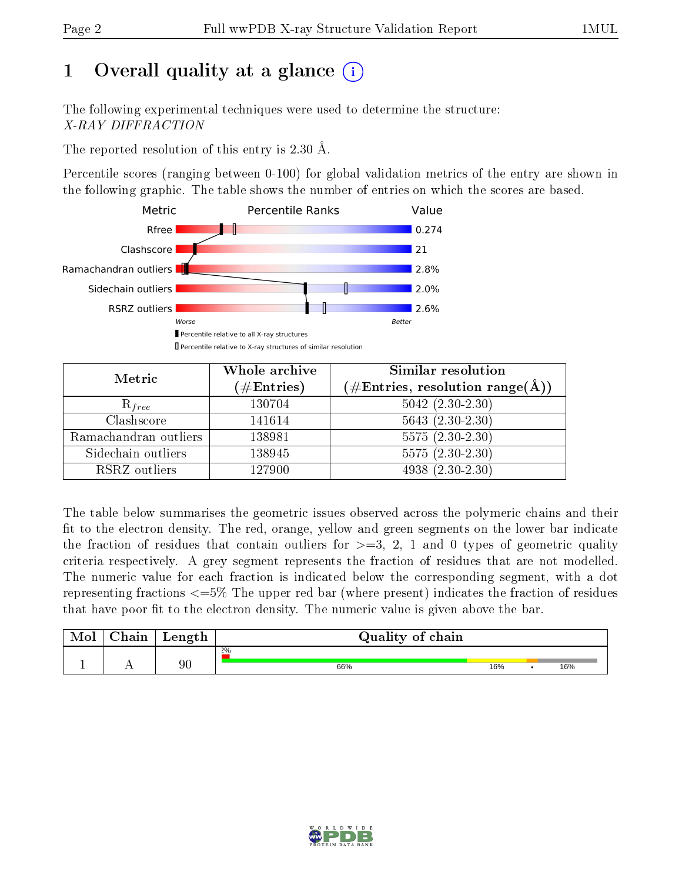# 1 Overall quality at a glance

The following experimental techniques were used to determine the structure:
*X-RAY DIFFRACTION*

The reported resolution of this entry is 2.30 Å.

Percentile scores (ranging between 0-100) for global validation metrics of the entry are shown in the following graphic. The table shows the number of entries on which the scores are based.

| Metric | Value |
|---|---|
| Rfree | 0.274 |
| Clashscore | 21 |
| Ramachandran outliers | 2.8% |
| Sidechain outliers | 2.0% |
| RSRZ outliers | 2.6% |

Worse — Better

▮ Percentile relative to all X-ray structures
▯ Percentile relative to X-ray structures of similar resolution

| Metric | Whole archive (#Entries) | Similar resolution (#Entries, resolution range(Å)) |
|---|---|---|
| $R_{free}$ | 130704 | 5042 (2.30-2.30) |
| Clashscore | 141614 | 5643 (2.30-2.30) |
| Ramachandran outliers | 138981 | 5575 (2.30-2.30) |
| Sidechain outliers | 138945 | 5575 (2.30-2.30) |
| RSRZ outliers | 127900 | 4938 (2.30-2.30) |

The table below summarises the geometric issues observed across the polymeric chains and their fit to the electron density. The red, orange, yellow and green segments on the lower bar indicate the fraction of residues that contain outliers for >=3, 2, 1 and 0 types of geometric quality criteria respectively. A grey segment represents the fraction of residues that are not modelled. The numeric value for each fraction is indicated below the corresponding segment, with a dot representing fractions <=5% The upper red bar (where present) indicates the fraction of residues that have poor fit to the electron density. The numeric value is given above the bar.

| Mol | Chain | Length | Quality of chain |
|---|---|---|---|
| 1 | A | 90 | 2%; 66%, 16%, •, 16% |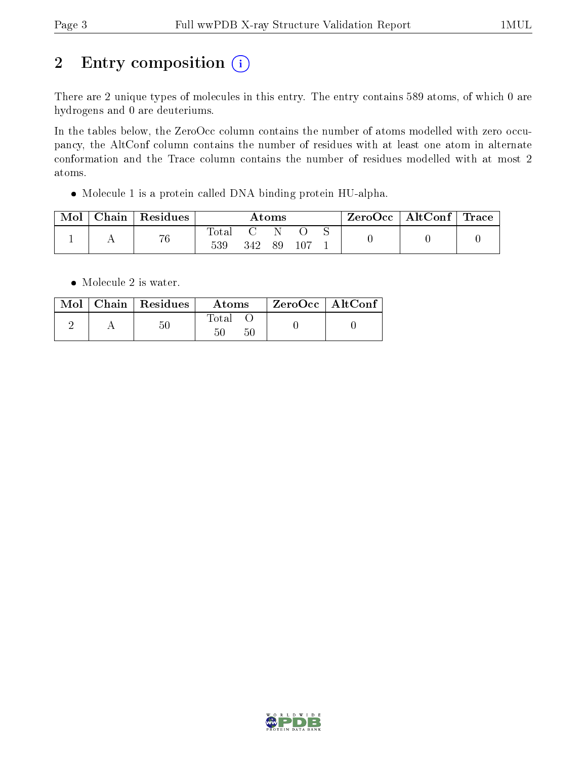# 2 Entry composition

There are 2 unique types of molecules in this entry. The entry contains 589 atoms, of which 0 are hydrogens and 0 are deuteriums.

In the tables below, the ZeroOcc column contains the number of atoms modelled with zero occupancy, the AltConf column contains the number of residues with at least one atom in alternate conformation and the Trace column contains the number of residues modelled with at most 2 atoms.

- Molecule 1 is a protein called DNA binding protein HU-alpha.

| Mol | Chain | Residues | Atoms | | | | | ZeroOcc | AltConf | Trace |
|---|---|---|---|---|---|---|---|---|---|---|
| | | | Total | C | N | O | S | | | |
| 1 | A | 76 | 539 | 342 | 89 | 107 | 1 | 0 | 0 | 0 |

- Molecule 2 is water.

| Mol | Chain | Residues | Atoms | | ZeroOcc | AltConf |
|---|---|---|---|---|---|---|
| | | | Total | O | | |
| 2 | A | 50 | 50 | 50 | 0 | 0 |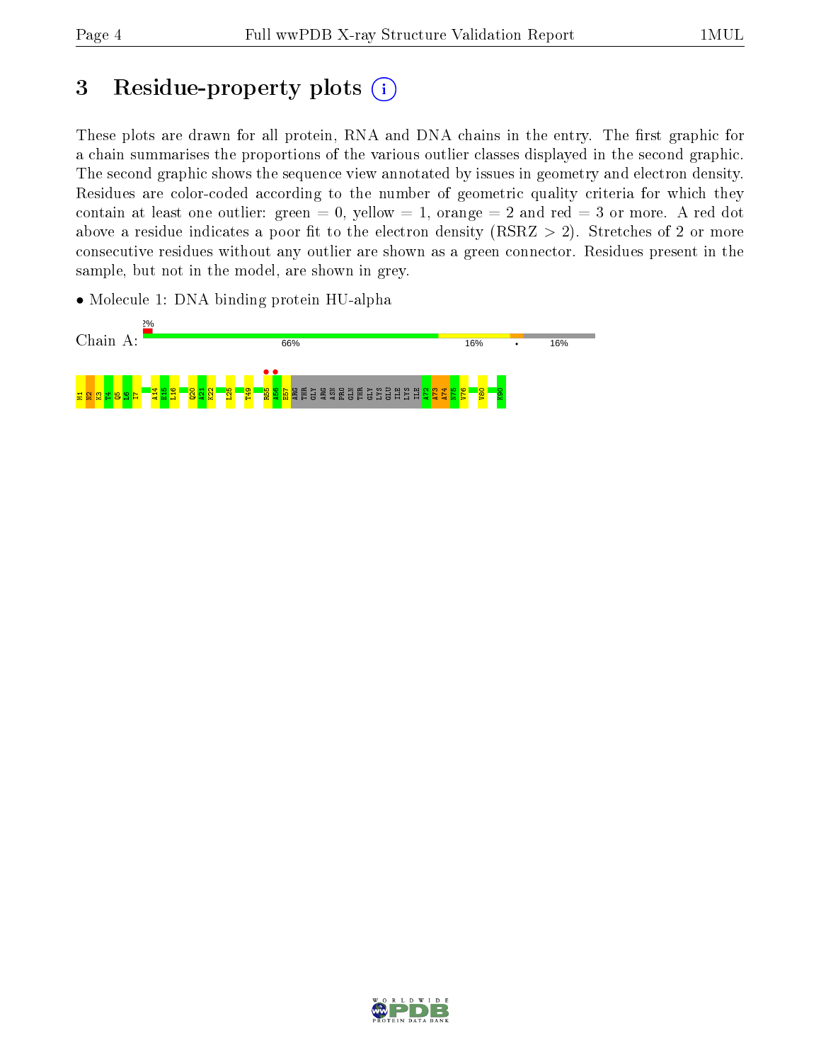# 3 Residue-property plots

These plots are drawn for all protein, RNA and DNA chains in the entry. The first graphic for a chain summarises the proportions of the various outlier classes displayed in the second graphic. The second graphic shows the sequence view annotated by issues in geometry and electron density. Residues are color-coded according to the number of geometric quality criteria for which they contain at least one outlier: green = 0, yellow = 1, orange = 2 and red = 3 or more. A red dot above a residue indicates a poor fit to the electron density (RSRZ > 2). Stretches of 2 or more consecutive residues without any outlier are shown as a green connector. Residues present in the sample, but not in the model, are shown in grey.

- Molecule 1: DNA binding protein HU-alpha

Chain A: 2% | 66% | 16% | • | 16%

M1 N2 K3 T4 Q5 L6 I7 A14 E15 L16 Q20 A21 K22 L25 T49 R55 A56 E57 ARG THR GLY ARG ASN PRO GLN THR GLY LYS GLU ILE LYS ILE A72 A73 A74 N75 V76 V80 K90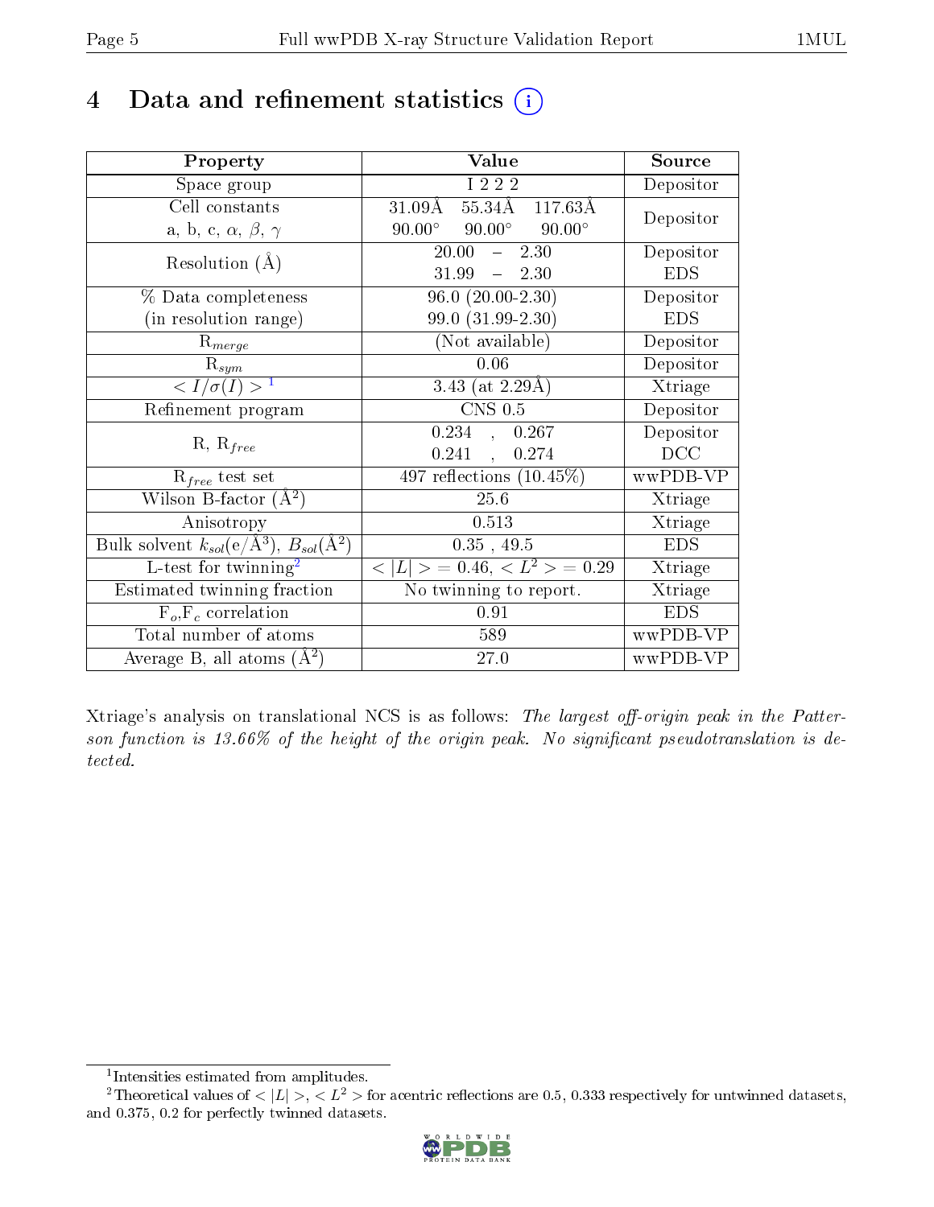# 4 Data and refinement statistics (i)

| Property | Value | Source |
|---|---|---|
| Space group | I 2 2 2 | Depositor |
| Cell constants<br>a, b, c, $\alpha$, $\beta$, $\gamma$ | 31.09Å 55.34Å 117.63Å<br>90.00° 90.00° 90.00° | Depositor |
| Resolution (Å) | 20.00 – 2.30<br>31.99 – 2.30 | Depositor<br>EDS |
| % Data completeness<br>(in resolution range) | 96.0 (20.00-2.30)<br>99.0 (31.99-2.30) | Depositor<br>EDS |
| $R_{merge}$ | (Not available) | Depositor |
| $R_{sym}$ | 0.06 | Depositor |
| $< I/\sigma(I) >$ [1] | 3.43 (at 2.29Å) | Xtriage |
| Refinement program | CNS 0.5 | Depositor |
| R, $R_{free}$ | 0.234 , 0.267<br>0.241 , 0.274 | Depositor<br>DCC |
| $R_{free}$ test set | 497 reflections (10.45%) | wwPDB-VP |
| Wilson B-factor (Å$^2$) | 25.6 | Xtriage |
| Anisotropy | 0.513 | Xtriage |
| Bulk solvent $k_{sol}$(e/Å$^3$), $B_{sol}$(Å$^2$) | 0.35 , 49.5 | EDS |
| L-test for twinning[2] | $< \lvert L \rvert > = 0.46$, $< L^2 > = 0.29$ | Xtriage |
| Estimated twinning fraction | No twinning to report. | Xtriage |
| $F_o$,$F_c$ correlation | 0.91 | EDS |
| Total number of atoms | 589 | wwPDB-VP |
| Average B, all atoms (Å$^2$) | 27.0 | wwPDB-VP |

Xtriage's analysis on translational NCS is as follows: *The largest off-origin peak in the Patterson function is 13.66% of the height of the origin peak. No significant pseudotranslation is detected.*

[1] Intensities estimated from amplitudes.

[2] Theoretical values of $< \lvert L \rvert >$, $< L^2 >$ for acentric reflections are 0.5, 0.333 respectively for untwinned datasets, and 0.375, 0.2 for perfectly twinned datasets.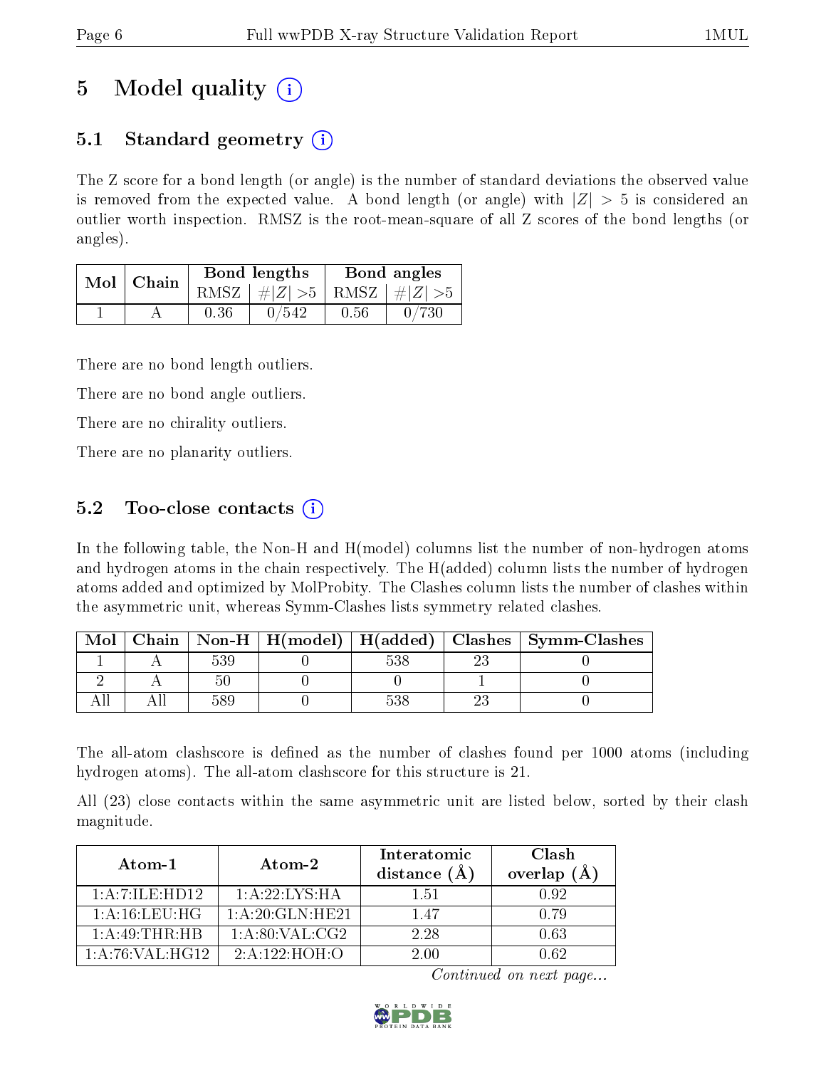# 5 Model quality (i)

## 5.1 Standard geometry (i)

The Z score for a bond length (or angle) is the number of standard deviations the observed value is removed from the expected value. A bond length (or angle) with $|Z| > 5$ is considered an outlier worth inspection. RMSZ is the root-mean-square of all Z scores of the bond lengths (or angles).

| Mol | Chain | Bond lengths | | Bond angles | |
|---|---|---|---|---|---|
| | | RMSZ | $\#\|Z\| > 5$ | RMSZ | $\#\|Z\| > 5$ |
| 1 | A | 0.36 | 0/542 | 0.56 | 0/730 |

There are no bond length outliers.

There are no bond angle outliers.

There are no chirality outliers.

There are no planarity outliers.

## 5.2 Too-close contacts (i)

In the following table, the Non-H and H(model) columns list the number of non-hydrogen atoms and hydrogen atoms in the chain respectively. The H(added) column lists the number of hydrogen atoms added and optimized by MolProbity. The Clashes column lists the number of clashes within the asymmetric unit, whereas Symm-Clashes lists symmetry related clashes.

| Mol | Chain | Non-H | H(model) | H(added) | Clashes | Symm-Clashes |
|---|---|---|---|---|---|---|
| 1 | A | 539 | 0 | 538 | 23 | 0 |
| 2 | A | 50 | 0 | 0 | 1 | 0 |
| All | All | 589 | 0 | 538 | 23 | 0 |

The all-atom clashscore is defined as the number of clashes found per 1000 atoms (including hydrogen atoms). The all-atom clashscore for this structure is 21.

All (23) close contacts within the same asymmetric unit are listed below, sorted by their clash magnitude.

| Atom-1 | Atom-2 | Interatomic distance (Å) | Clash overlap (Å) |
|---|---|---|---|
| 1:A:7:ILE:HD12 | 1:A:22:LYS:HA | 1.51 | 0.92 |
| 1:A:16:LEU:HG | 1:A:20:GLN:HE21 | 1.47 | 0.79 |
| 1:A:49:THR:HB | 1:A:80:VAL:CG2 | 2.28 | 0.63 |
| 1:A:76:VAL:HG12 | 2:A:122:HOH:O | 2.00 | 0.62 |

*Continued on next page...*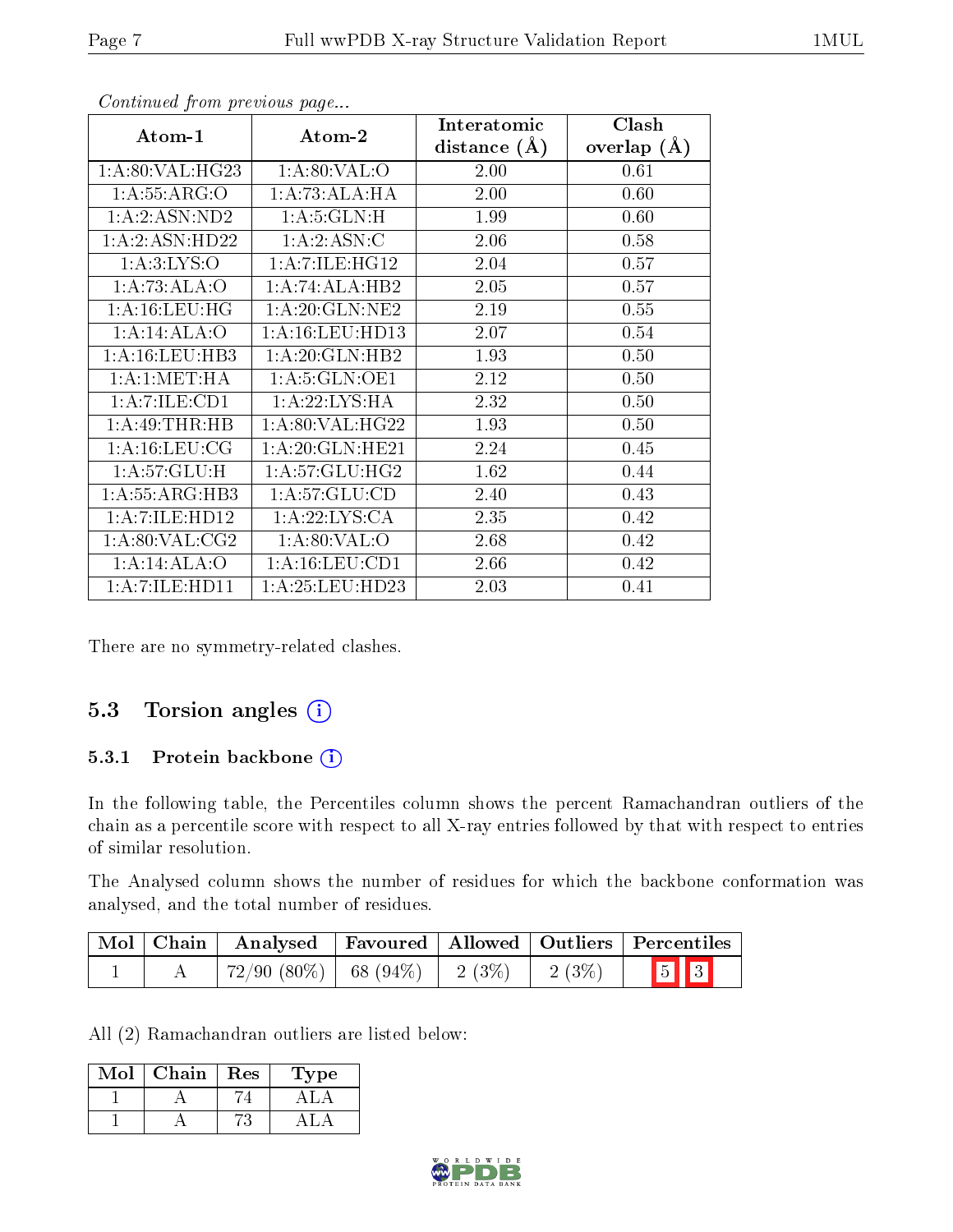*Continued from previous page...*

| Atom-1 | Atom-2 | Interatomic distance (Å) | Clash overlap (Å) |
|---|---|---|---|
| 1:A:80:VAL:HG23 | 1:A:80:VAL:O | 2.00 | 0.61 |
| 1:A:55:ARG:O | 1:A:73:ALA:HA | 2.00 | 0.60 |
| 1:A:2:ASN:ND2 | 1:A:5:GLN:H | 1.99 | 0.60 |
| 1:A:2:ASN:HD22 | 1:A:2:ASN:C | 2.06 | 0.58 |
| 1:A:3:LYS:O | 1:A:7:ILE:HG12 | 2.04 | 0.57 |
| 1:A:73:ALA:O | 1:A:74:ALA:HB2 | 2.05 | 0.57 |
| 1:A:16:LEU:HG | 1:A:20:GLN:NE2 | 2.19 | 0.55 |
| 1:A:14:ALA:O | 1:A:16:LEU:HD13 | 2.07 | 0.54 |
| 1:A:16:LEU:HB3 | 1:A:20:GLN:HB2 | 1.93 | 0.50 |
| 1:A:1:MET:HA | 1:A:5:GLN:OE1 | 2.12 | 0.50 |
| 1:A:7:ILE:CD1 | 1:A:22:LYS:HA | 2.32 | 0.50 |
| 1:A:49:THR:HB | 1:A:80:VAL:HG22 | 1.93 | 0.50 |
| 1:A:16:LEU:CG | 1:A:20:GLN:HE21 | 2.24 | 0.45 |
| 1:A:57:GLU:H | 1:A:57:GLU:HG2 | 1.62 | 0.44 |
| 1:A:55:ARG:HB3 | 1:A:57:GLU:CD | 2.40 | 0.43 |
| 1:A:7:ILE:HD12 | 1:A:22:LYS:CA | 2.35 | 0.42 |
| 1:A:80:VAL:CG2 | 1:A:80:VAL:O | 2.68 | 0.42 |
| 1:A:14:ALA:O | 1:A:16:LEU:CD1 | 2.66 | 0.42 |
| 1:A:7:ILE:HD11 | 1:A:25:LEU:HD23 | 2.03 | 0.41 |

There are no symmetry-related clashes.

## 5.3 Torsion angles

### 5.3.1 Protein backbone

In the following table, the Percentiles column shows the percent Ramachandran outliers of the chain as a percentile score with respect to all X-ray entries followed by that with respect to entries of similar resolution.

The Analysed column shows the number of residues for which the backbone conformation was analysed, and the total number of residues.

| Mol | Chain | Analysed | Favoured | Allowed | Outliers | Percentiles | |
|---|---|---|---|---|---|---|---|
| 1 | A | 72/90 (80%) | 68 (94%) | 2 (3%) | 2 (3%) | 5 | 3 |

All (2) Ramachandran outliers are listed below:

| Mol | Chain | Res | Type |
|---|---|---|---|
| 1 | A | 74 | ALA |
| 1 | A | 73 | ALA |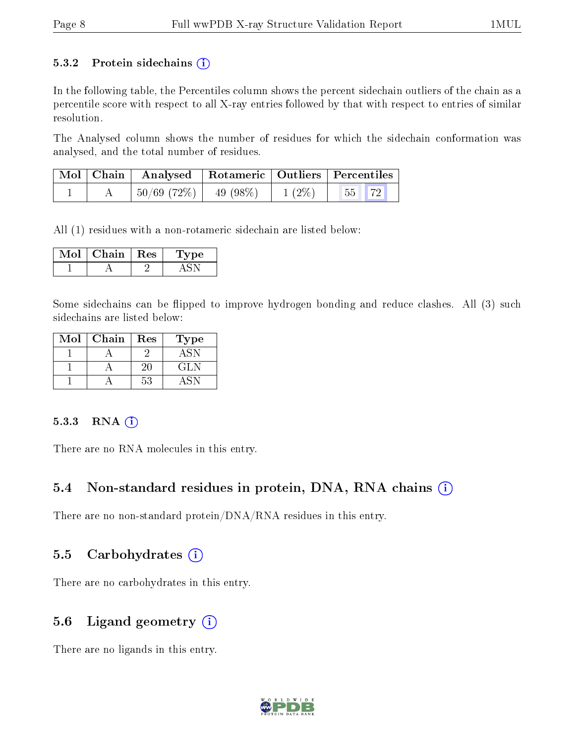### 5.3.2 Protein sidechains

In the following table, the Percentiles column shows the percent sidechain outliers of the chain as a percentile score with respect to all X-ray entries followed by that with respect to entries of similar resolution.

The Analysed column shows the number of residues for which the sidechain conformation was analysed, and the total number of residues.

| Mol | Chain | Analysed | Rotameric | Outliers | Percentiles | |
|---|---|---|---|---|---|---|
| 1 | A | 50/69 (72%) | 49 (98%) | 1 (2%) | 55 | 72 |

All (1) residues with a non-rotameric sidechain are listed below:

| Mol | Chain | Res | Type |
|---|---|---|---|
| 1 | A | 2 | ASN |

Some sidechains can be flipped to improve hydrogen bonding and reduce clashes. All (3) such sidechains are listed below:

| Mol | Chain | Res | Type |
|---|---|---|---|
| 1 | A | 2 | ASN |
| 1 | A | 20 | GLN |
| 1 | A | 53 | ASN |

### 5.3.3 RNA

There are no RNA molecules in this entry.

## 5.4 Non-standard residues in protein, DNA, RNA chains

There are no non-standard protein/DNA/RNA residues in this entry.

## 5.5 Carbohydrates

There are no carbohydrates in this entry.

## 5.6 Ligand geometry

There are no ligands in this entry.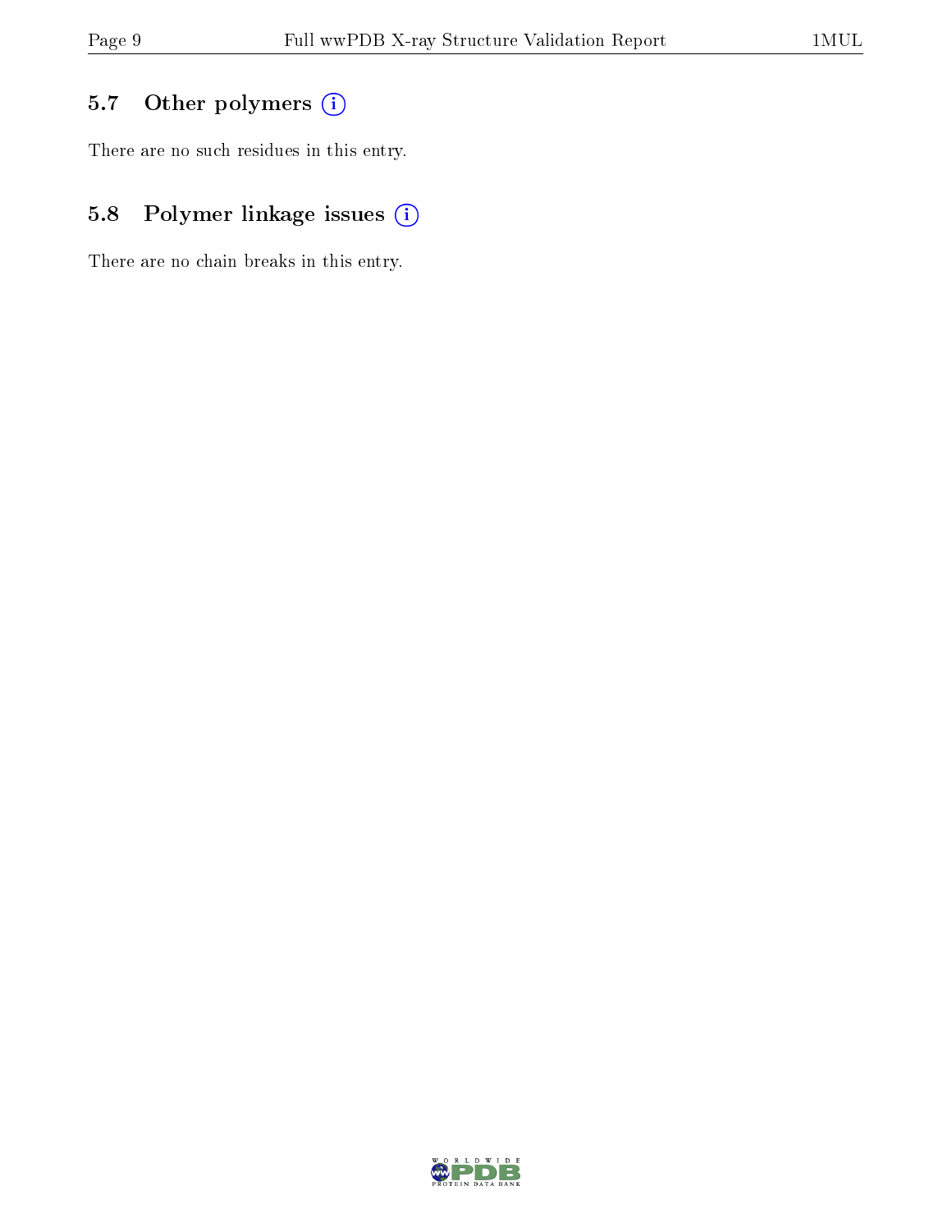### 5.7 Other polymers

There are no such residues in this entry.

### 5.8 Polymer linkage issues

There are no chain breaks in this entry.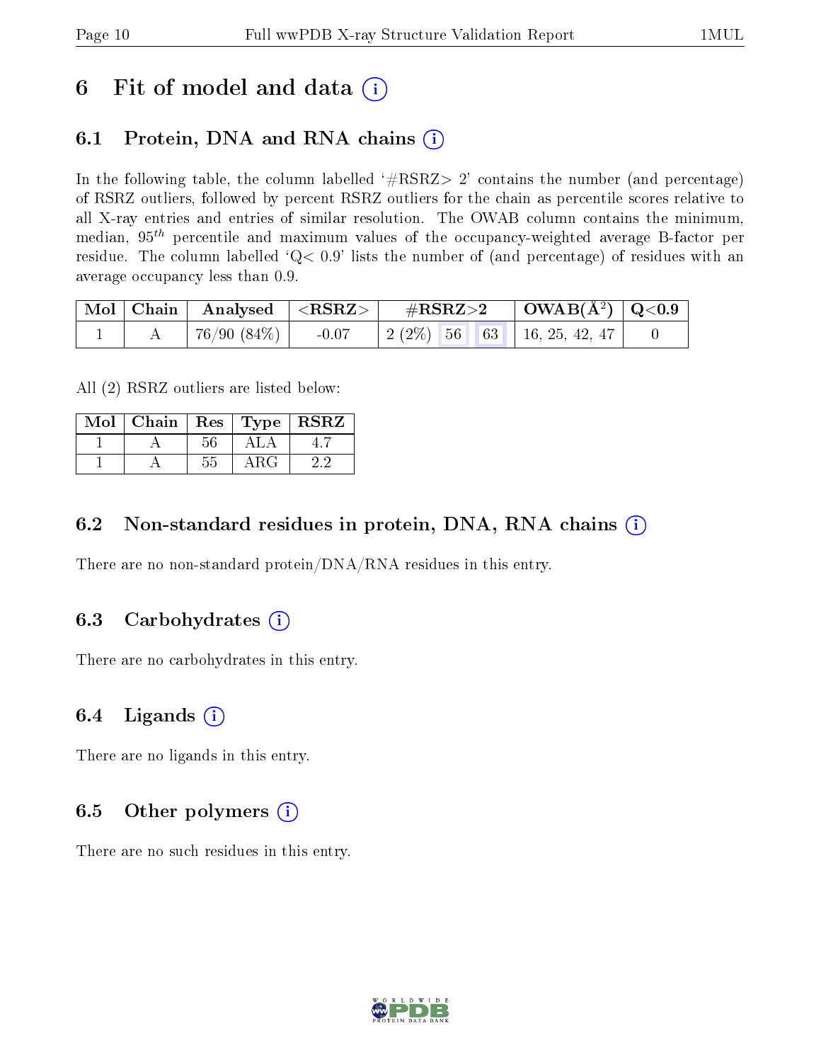# 6 Fit of model and data (i)

## 6.1 Protein, DNA and RNA chains (i)

In the following table, the column labelled '#RSRZ> 2' contains the number (and percentage) of RSRZ outliers, followed by percent RSRZ outliers for the chain as percentile scores relative to all X-ray entries and entries of similar resolution. The OWAB column contains the minimum, median, $95^{th}$ percentile and maximum values of the occupancy-weighted average B-factor per residue. The column labelled 'Q< 0.9' lists the number of (and percentage) of residues with an average occupancy less than 0.9.

| Mol | Chain | Analysed | <RSRZ> | #RSRZ>2 | OWAB(Å$^2$) | Q<0.9 |
|---|---|---|---|---|---|---|
| 1 | A | 76/90 (84%) | -0.07 | 2 (2%) 56 63 | 16, 25, 42, 47 | 0 |

All (2) RSRZ outliers are listed below:

| Mol | Chain | Res | Type | RSRZ |
|---|---|---|---|---|
| 1 | A | 56 | ALA | 4.7 |
| 1 | A | 55 | ARG | 2.2 |

## 6.2 Non-standard residues in protein, DNA, RNA chains (i)

There are no non-standard protein/DNA/RNA residues in this entry.

## 6.3 Carbohydrates (i)

There are no carbohydrates in this entry.

## 6.4 Ligands (i)

There are no ligands in this entry.

## 6.5 Other polymers (i)

There are no such residues in this entry.